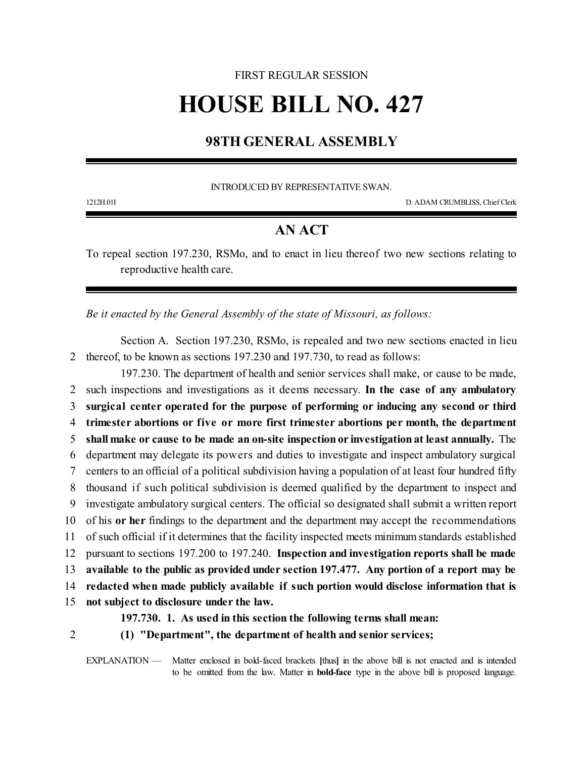FIRST REGULAR SESSION

# HOUSE BILL NO. 427

## 98TH GENERAL ASSEMBLY

INTRODUCED BY REPRESENTATIVE SWAN.

1212H.01I D. ADAM CRUMBLISS, Chief Clerk

## AN ACT

To repeal section 197.230, RSMo, and to enact in lieu thereof two new sections relating to reproductive health care.

*Be it enacted by the General Assembly of the state of Missouri, as follows:*

Section A. Section 197.230, RSMo, is repealed and two new sections enacted in lieu thereof, to be known as sections 197.230 and 197.730, to read as follows:

197.230. The department of health and senior services shall make, or cause to be made, such inspections and investigations as it deems necessary. **In the case of any ambulatory surgical center operated for the purpose of performing or inducing any second or third trimester abortions or five or more first trimester abortions per month, the department shall make or cause to be made an on-site inspection or investigation at least annually.** The department may delegate its powers and duties to investigate and inspect ambulatory surgical centers to an official of a political subdivision having a population of at least four hundred fifty thousand if such political subdivision is deemed qualified by the department to inspect and investigate ambulatory surgical centers. The official so designated shall submit a written report of his **or her** findings to the department and the department may accept the recommendations of such official if it determines that the facility inspected meets minimum standards established pursuant to sections 197.200 to 197.240. **Inspection and investigation reports shall be made available to the public as provided under section 197.477. Any portion of a report may be redacted when made publicly available if such portion would disclose information that is not subject to disclosure under the law.**

**197.730. 1. As used in this section the following terms shall mean:**

**(1) "Department", the department of health and senior services;**

EXPLANATION — Matter enclosed in bold-faced brackets **[**thus**]** in the above bill is not enacted and is intended to be omitted from the law. Matter in **bold-face** type in the above bill is proposed language.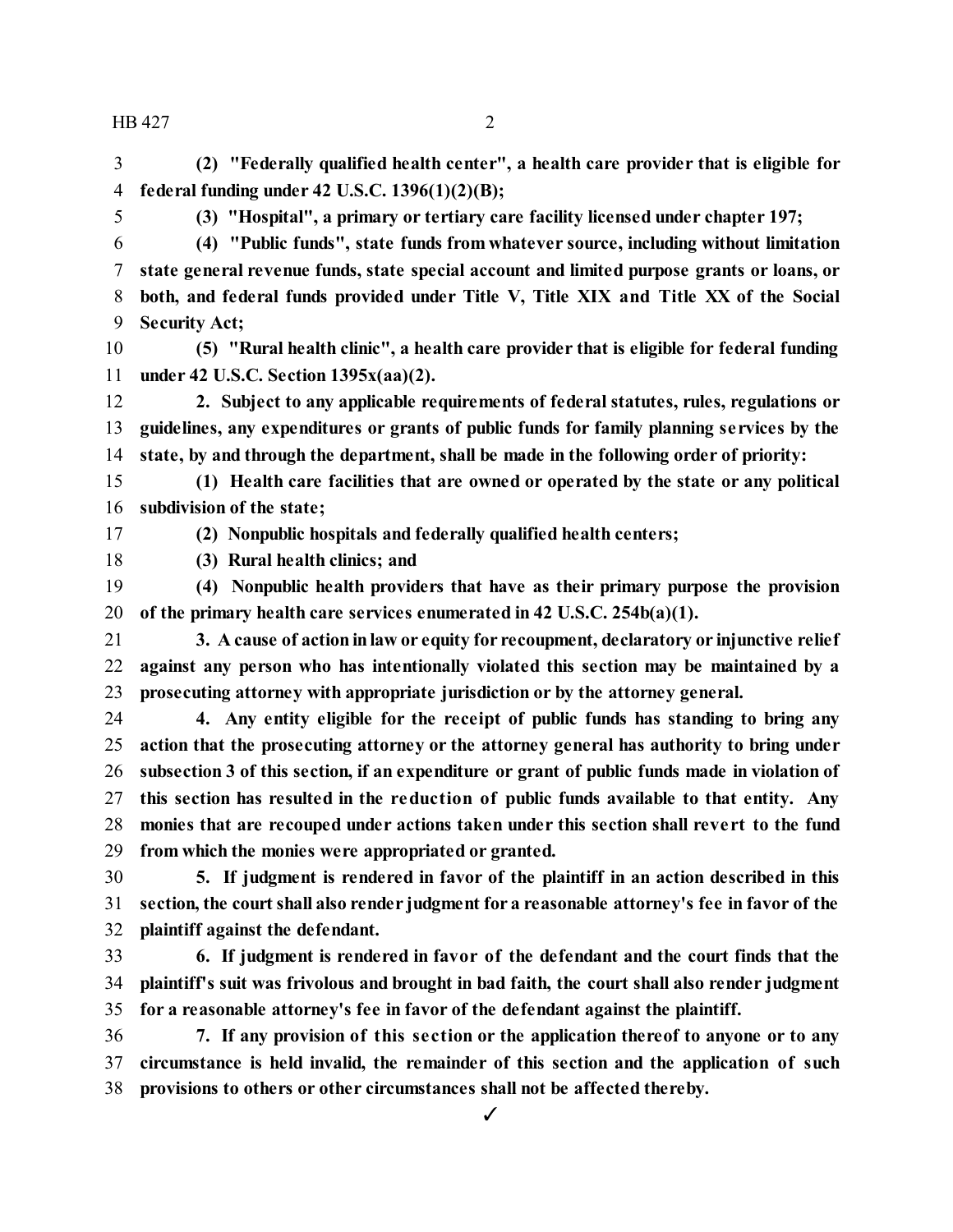**(2) "Federally qualified health center", a health care provider that is eligible for federal funding under 42 U.S.C. 1396(1)(2)(B);**

**(3) "Hospital", a primary or tertiary care facility licensed under chapter 197;**

**(4) "Public funds", state funds from whatever source, including without limitation state general revenue funds, state special account and limited purpose grants or loans, or both, and federal funds provided under Title V, Title XIX and Title XX of the Social Security Act;**

**(5) "Rural health clinic", a health care provider that is eligible for federal funding under 42 U.S.C. Section 1395x(aa)(2).**

**2. Subject to any applicable requirements of federal statutes, rules, regulations or guidelines, any expenditures or grants of public funds for family planning services by the state, by and through the department, shall be made in the following order of priority:**

**(1) Health care facilities that are owned or operated by the state or any political subdivision of the state;**

**(2) Nonpublic hospitals and federally qualified health centers;**

**(3) Rural health clinics; and**

**(4) Nonpublic health providers that have as their primary purpose the provision of the primary health care services enumerated in 42 U.S.C. 254b(a)(1).**

**3. A cause of action in law or equity for recoupment, declaratory or injunctive relief against any person who has intentionally violated this section may be maintained by a prosecuting attorney with appropriate jurisdiction or by the attorney general.**

**4. Any entity eligible for the receipt of public funds has standing to bring any action that the prosecuting attorney or the attorney general has authority to bring under subsection 3 of this section, if an expenditure or grant of public funds made in violation of this section has resulted in the reduction of public funds available to that entity. Any monies that are recouped under actions taken under this section shall revert to the fund from which the monies were appropriated or granted.**

**5. If judgment is rendered in favor of the plaintiff in an action described in this section, the court shall also render judgment for a reasonable attorney's fee in favor of the plaintiff against the defendant.**

**6. If judgment is rendered in favor of the defendant and the court finds that the plaintiff's suit was frivolous and brought in bad faith, the court shall also render judgment for a reasonable attorney's fee in favor of the defendant against the plaintiff.**

**7. If any provision of this section or the application thereof to anyone or to any circumstance is held invalid, the remainder of this section and the application of such provisions to others or other circumstances shall not be affected thereby.**

✓